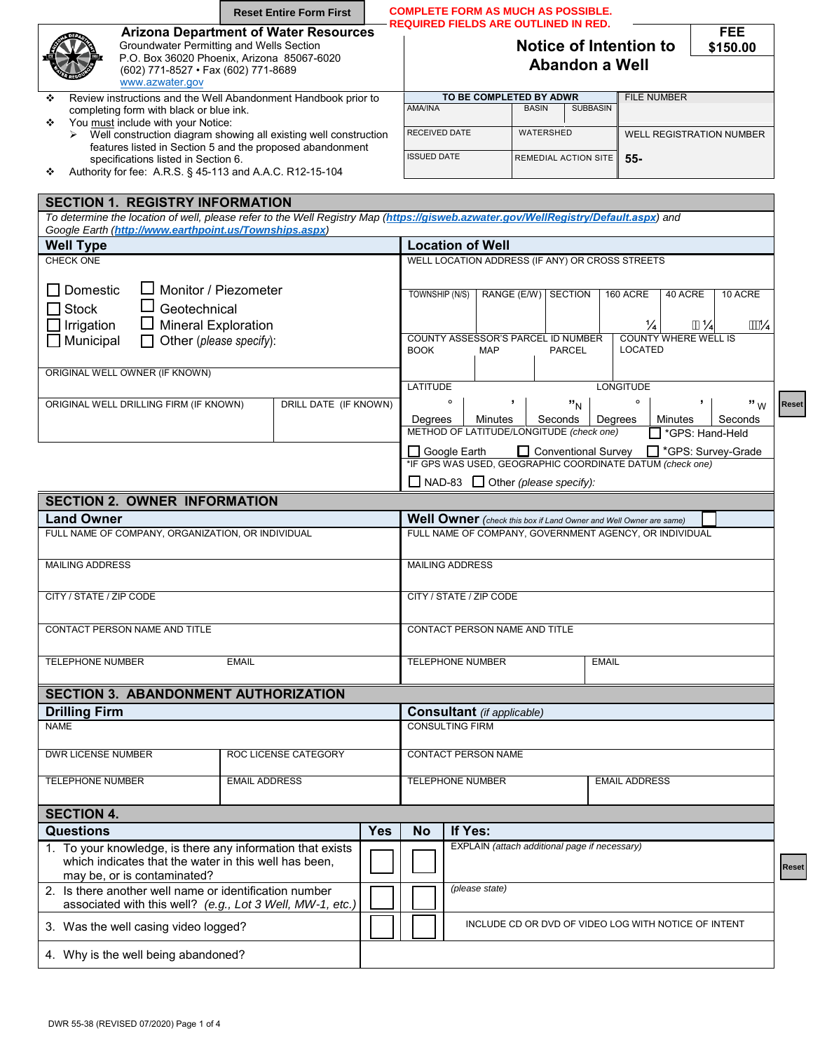Reset Entire Form First

**COMPLETE FORM AS MUCH AS POSSIBLE.**
**REQUIRED FIELDS ARE OUTLINED IN RED.**

**Arizona Department of Water Resources**
Groundwater Permitting and Wells Section
P.O. Box 36020 Phoenix, Arizona 85067-6020
(602) 771-8527 • Fax (602) 771-8689
www.azwater.gov

# Notice of Intention to Abandon a Well

**FEE $150.00**

- Review instructions and the Well Abandonment Handbook prior to completing form with black or blue ink.
- You must include with your Notice:
  - Well construction diagram showing all existing well construction features listed in Section 5 and the proposed abandonment specifications listed in Section 6.
- Authority for fee: A.R.S. § 45-113 and A.A.C. R12-15-104

| TO BE COMPLETED BY ADWR | | | FILE NUMBER |
|---|---|---|---|
| AMA/INA | BASIN | SUBBASIN | |
| RECEIVED DATE | WATERSHED | | WELL REGISTRATION NUMBER |
| ISSUED DATE | REMEDIAL ACTION SITE | | 55- |

## SECTION 1. REGISTRY INFORMATION

*To determine the location of well, please refer to the Well Registry Map (https://gisweb.azwater.gov/WellRegistry/Default.aspx) and Google Earth (http://www.earthpoint.us/Townships.aspx)*

### Well Type

CHECK ONE

- ☐ Domestic
- ☐ Stock
- ☐ Irrigation
- ☐ Municipal
- ☐ Monitor / Piezometer
- ☐ Geotechnical
- ☐ Mineral Exploration
- ☐ Other (*please specify*):

ORIGINAL WELL OWNER (IF KNOWN)

| ORIGINAL WELL DRILLING FIRM (IF KNOWN) | DRILL DATE (IF KNOWN) |
|---|---|
| | |

### Location of Well

WELL LOCATION ADDRESS (IF ANY) OR CROSS STREETS

| TOWNSHIP (N/S) | RANGE (E/W) | SECTION | 160 ACRE | 40 ACRE | 10 ACRE |
|---|---|---|---|---|---|
| | | | ¼ | ¼ | ¼ |

| COUNTY ASSESSOR'S PARCEL ID NUMBER BOOK | MAP | PARCEL | COUNTY WHERE WELL IS LOCATED |
|---|---|---|---|
| | | | |

| LATITUDE | | | LONGITUDE | | |
|---|---|---|---|---|---|
| ° Degrees | ' Minutes | " N Seconds | ° Degrees | ' Minutes | " W Seconds |

METHOD OF LATITUDE/LONGITUDE (*check one*)
- ☐ *GPS: Hand-Held
- ☐ Google Earth
- ☐ Conventional Survey
- ☐ *GPS: Survey-Grade

*IF GPS WAS USED, GEOGRAPHIC COORDINATE DATUM (*check one*)
- ☐ NAD-83
- ☐ Other (*please specify*):

## SECTION 2. OWNER INFORMATION

### Land Owner

FULL NAME OF COMPANY, ORGANIZATION, OR INDIVIDUAL

MAILING ADDRESS

CITY / STATE / ZIP CODE

CONTACT PERSON NAME AND TITLE

| TELEPHONE NUMBER | EMAIL |
|---|---|
| | |

### Well Owner (*check this box if Land Owner and Well Owner are same*) ☐

FULL NAME OF COMPANY, GOVERNMENT AGENCY, OR INDIVIDUAL

MAILING ADDRESS

CITY / STATE / ZIP CODE

CONTACT PERSON NAME AND TITLE

| TELEPHONE NUMBER | EMAIL |
|---|---|
| | |

## SECTION 3. ABANDONMENT AUTHORIZATION

### Drilling Firm

NAME

| DWR LICENSE NUMBER | ROC LICENSE CATEGORY |
|---|---|
| | |

| TELEPHONE NUMBER | EMAIL ADDRESS |
|---|---|
| | |

### Consultant (*if applicable*)

CONSULTING FIRM

CONTACT PERSON NAME

| TELEPHONE NUMBER | EMAIL ADDRESS |
|---|---|
| | |

## SECTION 4.

| Questions | Yes | No | If Yes: |
|---|---|---|---|
| 1. To your knowledge, is there any information that exists which indicates that the water in this well has been, may be, or is contaminated? | ☐ | ☐ | EXPLAIN (*attach additional page if necessary*) |
| 2. Is there another well name or identification number associated with this well? (*e.g., Lot 3 Well, MW-1, etc.*) | ☐ | ☐ | (*please state*) |
| 3. Was the well casing video logged? | ☐ | ☐ | INCLUDE CD OR DVD OF VIDEO LOG WITH NOTICE OF INTENT |
| 4. Why is the well being abandoned? | | | |

DWR 55-38 (REVISED 07/2020)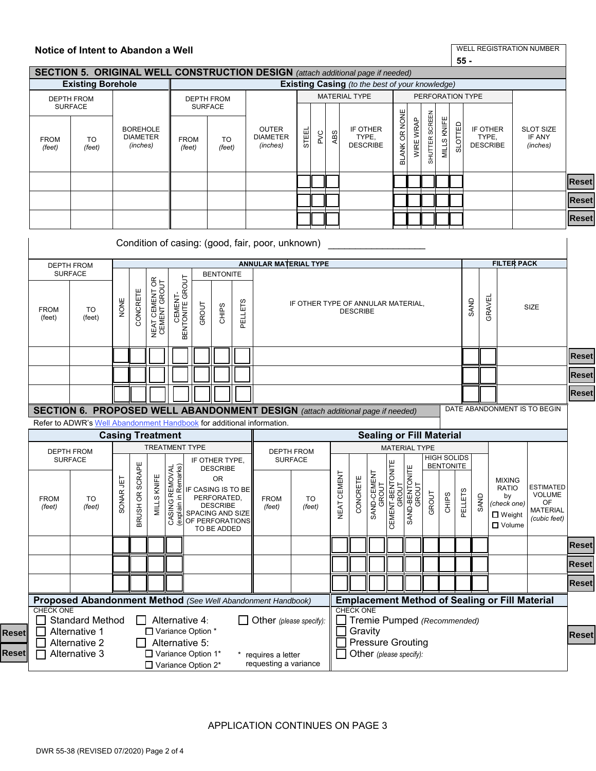**Notice of Intent to Abandon a Well**

| WELL REGISTRATION NUMBER |
|---|
| 55 - |

## SECTION 5. ORIGINAL WELL CONSTRUCTION DESIGN *(attach additional page if needed)*

| Existing Borehole | | | Existing Casing *(to the best of your knowledge)* | | | | | | | | | | | | | | |
|---|---|---|---|---|---|---|---|---|---|---|---|---|---|---|---|---|---|
| DEPTH FROM SURFACE | | BOREHOLE DIAMETER *(inches)* | DEPTH FROM SURFACE | | OUTER DIAMETER *(inches)* | MATERIAL TYPE | | | | PERFORATION TYPE | | | | | | SLOT SIZE IF ANY *(inches)* | |
| FROM *(feet)* | TO *(feet)* | | FROM *(feet)* | TO *(feet)* | | STEEL | PVC | ABS | IF OTHER TYPE, DESCRIBE | BLANK OR NONE | WIRE WRAP | SHUTTER SCREEN | MILLS KNIFE | SLOTTED | IF OTHER TYPE, DESCRIBE | | |
| | | | | | | | | | | | | | | | | | Reset |
| | | | | | | | | | | | | | | | | | Reset |
| | | | | | | | | | | | | | | | | | Reset |

Condition of casing: (good, fair, poor, unknown) ____________________

| DEPTH FROM SURFACE | | ANNULAR MATERIAL TYPE | | | | | | | | FILTER PACK | | | |
|---|---|---|---|---|---|---|---|---|---|---|---|---|---|
| | | | | | | BENTONITE | | | | | | | |
| FROM (feet) | TO (feet) | NONE | CONCRETE | NEAT CEMENT OR CEMENT GROUT | CEMENT-BENTONITE GROUT | GROUT | CHIPS | PELLETS | IF OTHER TYPE OF ANNULAR MATERIAL, DESCRIBE | SAND | GRAVEL | SIZE | |
| | | | | | | | | | | | | | Reset |
| | | | | | | | | | | | | | Reset |
| | | | | | | | | | | | | | Reset |

## SECTION 6. PROPOSED WELL ABANDONMENT DESIGN *(attach additional page if needed)*

DATE ABANDONMENT IS TO BEGIN

Refer to ADWR's Well Abandonment Handbook for additional information.

| Casing Treatment | | | | | | | Sealing or Fill Material | | | | | | | | | | | | | | |
|---|---|---|---|---|---|---|---|---|---|---|---|---|---|---|---|---|---|---|---|---|---|
| DEPTH FROM SURFACE | | TREATMENT TYPE | | | | | DEPTH FROM SURFACE | | MATERIAL TYPE | | | | | | | | | MIXING RATIO by *(check one)* ☐ Weight ☐ Volume | ESTIMATED VOLUME OF MATERIAL *(cubic feet)* | |
| | | | | | | | | | | | | | | HIGH SOLIDS BENTONITE | | | | | | |
| FROM *(feet)* | TO *(feet)* | SONAR JET | BRUSH OR SCRAPE | MILLS KNIFE | CASING REMOVAL (explain in Remarks) | IF OTHER TYPE, DESCRIBE OR IF CASING IS TO BE PERFORATED, DESCRIBE SPACING AND SIZE OF PERFORATIONS TO BE ADDED | FROM *(feet)* | TO *(feet)* | NEAT CEMENT | CONCRETE | SAND-CEMENT GROUT | CEMENT-BENTONITE GROUT | SAND-BENTONITE GROUT | GROUT | CHIPS | PELLETS | SAND | | | |
| | | | | | | | | | | | | | | | | | | | | Reset |
| | | | | | | | | | | | | | | | | | | | | Reset |
| | | | | | | | | | | | | | | | | | | | | Reset |

### Proposed Abandonment Method *(See Well Abandonment Handbook)*

CHECK ONE

- ☐ Standard Method
- ☐ Alternative 1
- ☐ Alternative 2
- ☐ Alternative 3
- ☐ Alternative 4:
  - ☐ Variance Option *
- ☐ Alternative 5:
  - ☐ Variance Option 1*
  - ☐ Variance Option 2*
- ☐ Other *(please specify)*:

\* requires a letter requesting a variance

### Emplacement Method of Sealing or Fill Material

CHECK ONE

- ☐ Tremie Pumped *(Recommended)*
- ☐ Gravity
- ☐ Pressure Grouting
- ☐ Other *(please specify)*:

APPLICATION CONTINUES ON PAGE 3

DWR 55-38 (REVISED 07/2020)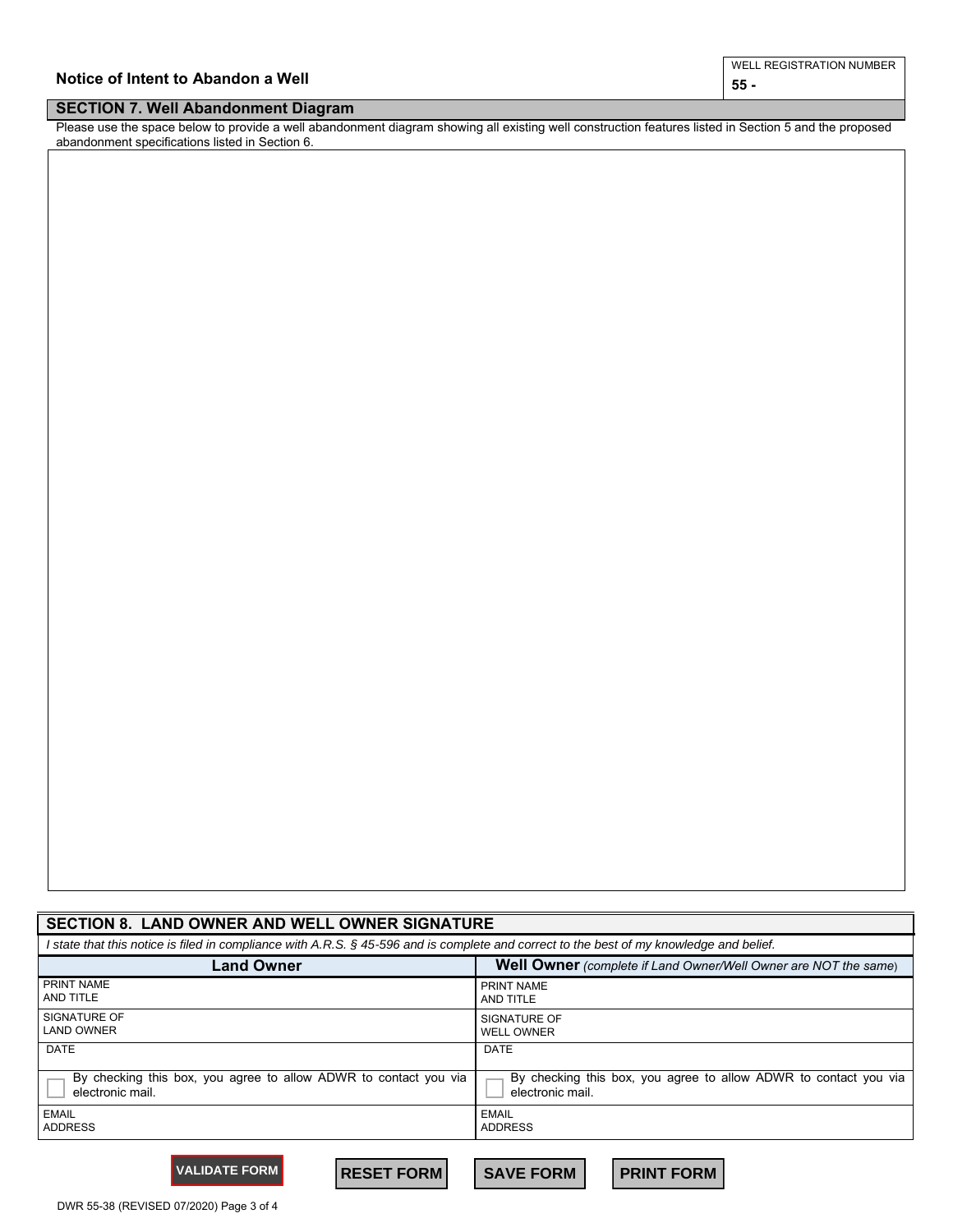**Notice of Intent to Abandon a Well**

| WELL REGISTRATION NUMBER |
|---|
| 55 - |

## SECTION 7. Well Abandonment Diagram

Please use the space below to provide a well abandonment diagram showing all existing well construction features listed in Section 5 and the proposed abandonment specifications listed in Section 6.

## SECTION 8. LAND OWNER AND WELL OWNER SIGNATURE

*I state that this notice is filed in compliance with A.R.S. § 45-596 and is complete and correct to the best of my knowledge and belief.*

| Land Owner | Well Owner *(complete if Land Owner/Well Owner are NOT the same)* |
|---|---|
| PRINT NAME AND TITLE | PRINT NAME AND TITLE |
| SIGNATURE OF LAND OWNER | SIGNATURE OF WELL OWNER |
| DATE | DATE |
| ☐ By checking this box, you agree to allow ADWR to contact you via electronic mail. | ☐ By checking this box, you agree to allow ADWR to contact you via electronic mail. |
| EMAIL ADDRESS | EMAIL ADDRESS |

VALIDATE FORM | RESET FORM | SAVE FORM | PRINT FORM

DWR 55-38 (REVISED 07/2020)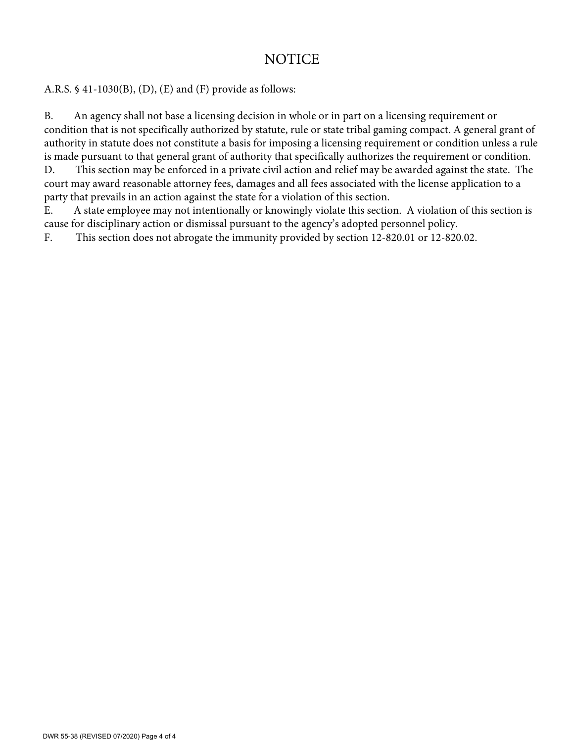# NOTICE

A.R.S. § 41-1030(B), (D), (E) and (F) provide as follows:

B. An agency shall not base a licensing decision in whole or in part on a licensing requirement or condition that is not specifically authorized by statute, rule or state tribal gaming compact. A general grant of authority in statute does not constitute a basis for imposing a licensing requirement or condition unless a rule is made pursuant to that general grant of authority that specifically authorizes the requirement or condition.

D. This section may be enforced in a private civil action and relief may be awarded against the state. The court may award reasonable attorney fees, damages and all fees associated with the license application to a party that prevails in an action against the state for a violation of this section.

E. A state employee may not intentionally or knowingly violate this section. A violation of this section is cause for disciplinary action or dismissal pursuant to the agency's adopted personnel policy.

F. This section does not abrogate the immunity provided by section 12-820.01 or 12-820.02.